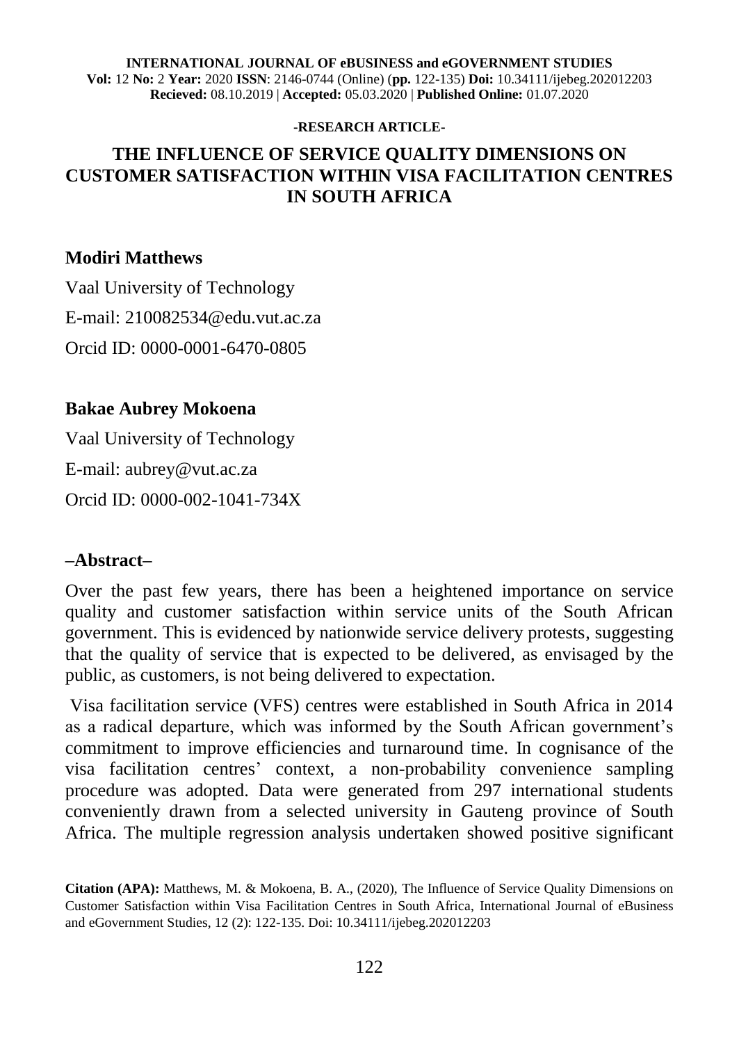**INTERNATIONAL JOURNAL OF eBUSINESS and eGOVERNMENT STUDIES**
**Vol:** 12 **No:** 2 **Year:** 2020 **ISSN**: 2146-0744 (Online) (**pp.** 122-135) **Doi:** 10.34111/ijebeg.202012203
**Recieved:** 08.10.2019 | **Accepted:** 05.03.2020 | **Published Online:** 01.07.2020

**-RESEARCH ARTICLE-**

# THE INFLUENCE OF SERVICE QUALITY DIMENSIONS ON CUSTOMER SATISFACTION WITHIN VISA FACILITATION CENTRES IN SOUTH AFRICA

**Modiri Matthews**

Vaal University of Technology

E-mail: 210082534@edu.vut.ac.za

Orcid ID: 0000-0001-6470-0805

**Bakae Aubrey Mokoena**

Vaal University of Technology

E-mail: aubrey@vut.ac.za

Orcid ID: 0000-002-1041-734X

## –Abstract–

Over the past few years, there has been a heightened importance on service quality and customer satisfaction within service units of the South African government. This is evidenced by nationwide service delivery protests, suggesting that the quality of service that is expected to be delivered, as envisaged by the public, as customers, is not being delivered to expectation.

Visa facilitation service (VFS) centres were established in South Africa in 2014 as a radical departure, which was informed by the South African government's commitment to improve efficiencies and turnaround time. In cognisance of the visa facilitation centres' context, a non-probability convenience sampling procedure was adopted. Data were generated from 297 international students conveniently drawn from a selected university in Gauteng province of South Africa. The multiple regression analysis undertaken showed positive significant

**Citation (APA):** Matthews, M. & Mokoena, B. A., (2020), The Influence of Service Quality Dimensions on Customer Satisfaction within Visa Facilitation Centres in South Africa, International Journal of eBusiness and eGovernment Studies, 12 (2): 122-135. Doi: 10.34111/ijebeg.202012203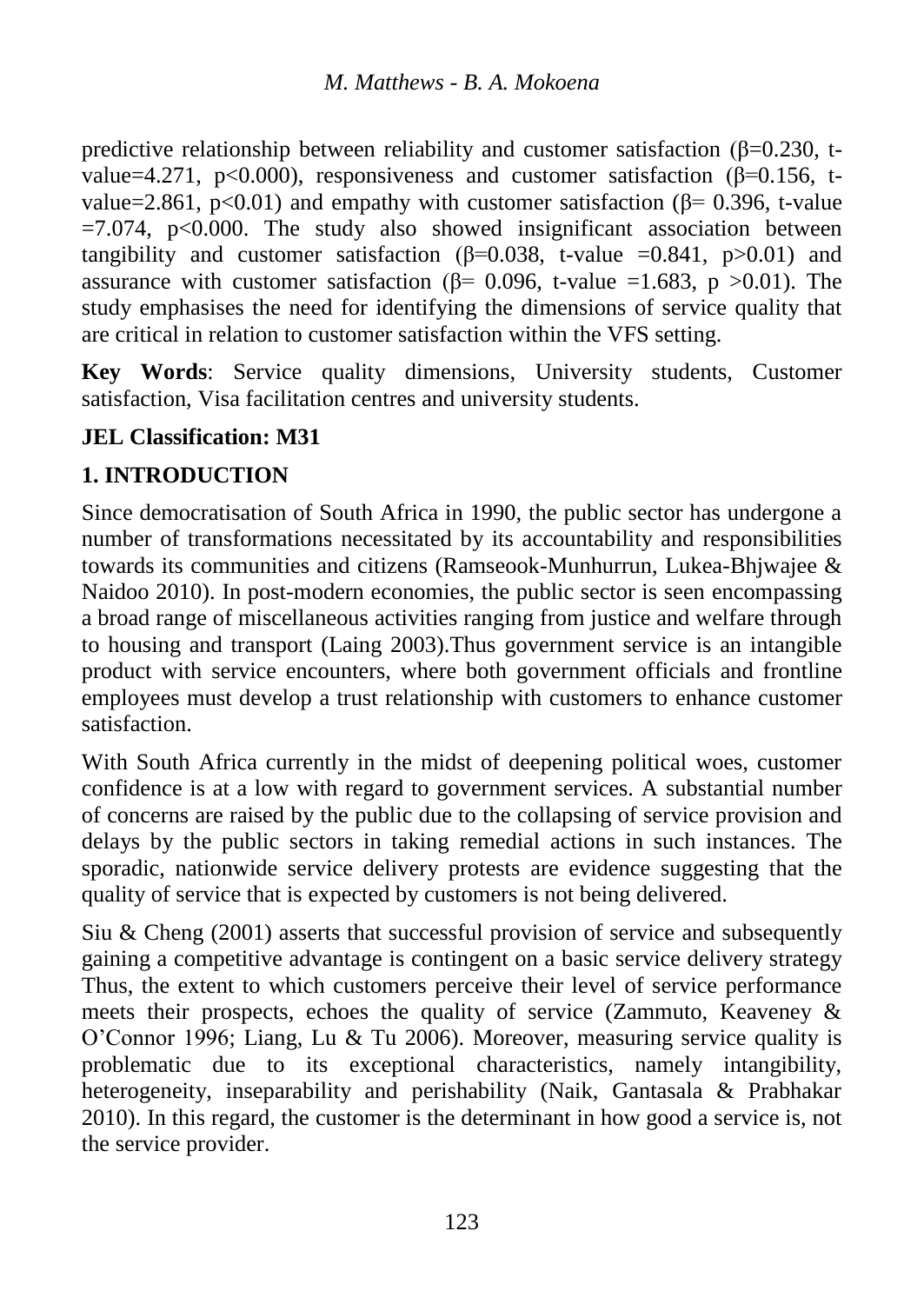predictive relationship between reliability and customer satisfaction ($\beta$=0.230, t-value=4.271, $p<0.000$), responsiveness and customer satisfaction ($\beta$=0.156, t-value=2.861, $p<0.01$) and empathy with customer satisfaction ($\beta$= 0.396, t-value =7.074, $p<0.000$. The study also showed insignificant association between tangibility and customer satisfaction ($\beta$=0.038, t-value =0.841, $p>0.01$) and assurance with customer satisfaction ($\beta$= 0.096, t-value =1.683, $p>0.01$). The study emphasises the need for identifying the dimensions of service quality that are critical in relation to customer satisfaction within the VFS setting.

**Key Words**: Service quality dimensions, University students, Customer satisfaction, Visa facilitation centres and university students.

**JEL Classification: M31**

## 1. INTRODUCTION

Since democratisation of South Africa in 1990, the public sector has undergone a number of transformations necessitated by its accountability and responsibilities towards its communities and citizens (Ramseook-Munhurrun, Lukea-Bhjwajee & Naidoo 2010). In post-modern economies, the public sector is seen encompassing a broad range of miscellaneous activities ranging from justice and welfare through to housing and transport (Laing 2003).Thus government service is an intangible product with service encounters, where both government officials and frontline employees must develop a trust relationship with customers to enhance customer satisfaction.

With South Africa currently in the midst of deepening political woes, customer confidence is at a low with regard to government services. A substantial number of concerns are raised by the public due to the collapsing of service provision and delays by the public sectors in taking remedial actions in such instances. The sporadic, nationwide service delivery protests are evidence suggesting that the quality of service that is expected by customers is not being delivered.

Siu & Cheng (2001) asserts that successful provision of service and subsequently gaining a competitive advantage is contingent on a basic service delivery strategy Thus, the extent to which customers perceive their level of service performance meets their prospects, echoes the quality of service (Zammuto, Keaveney & O'Connor 1996; Liang, Lu & Tu 2006). Moreover, measuring service quality is problematic due to its exceptional characteristics, namely intangibility, heterogeneity, inseparability and perishability (Naik, Gantasala & Prabhakar 2010). In this regard, the customer is the determinant in how good a service is, not the service provider.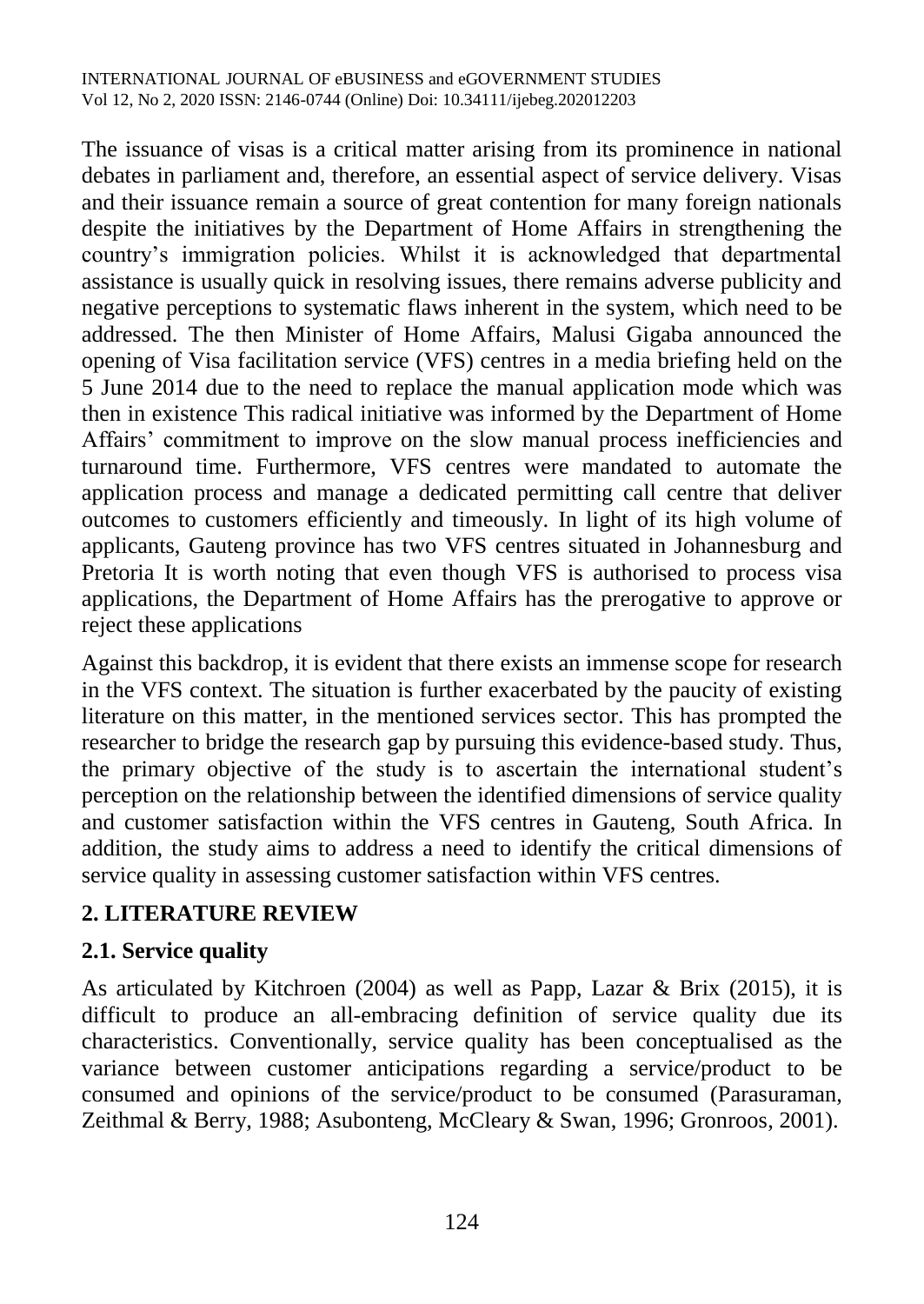The issuance of visas is a critical matter arising from its prominence in national debates in parliament and, therefore, an essential aspect of service delivery. Visas and their issuance remain a source of great contention for many foreign nationals despite the initiatives by the Department of Home Affairs in strengthening the country's immigration policies. Whilst it is acknowledged that departmental assistance is usually quick in resolving issues, there remains adverse publicity and negative perceptions to systematic flaws inherent in the system, which need to be addressed. The then Minister of Home Affairs, Malusi Gigaba announced the opening of Visa facilitation service (VFS) centres in a media briefing held on the 5 June 2014 due to the need to replace the manual application mode which was then in existence This radical initiative was informed by the Department of Home Affairs' commitment to improve on the slow manual process inefficiencies and turnaround time. Furthermore, VFS centres were mandated to automate the application process and manage a dedicated permitting call centre that deliver outcomes to customers efficiently and timeously. In light of its high volume of applicants, Gauteng province has two VFS centres situated in Johannesburg and Pretoria It is worth noting that even though VFS is authorised to process visa applications, the Department of Home Affairs has the prerogative to approve or reject these applications

Against this backdrop, it is evident that there exists an immense scope for research in the VFS context. The situation is further exacerbated by the paucity of existing literature on this matter, in the mentioned services sector. This has prompted the researcher to bridge the research gap by pursuing this evidence-based study. Thus, the primary objective of the study is to ascertain the international student's perception on the relationship between the identified dimensions of service quality and customer satisfaction within the VFS centres in Gauteng, South Africa. In addition, the study aims to address a need to identify the critical dimensions of service quality in assessing customer satisfaction within VFS centres.

## 2. LITERATURE REVIEW

### 2.1. Service quality

As articulated by Kitchroen (2004) as well as Papp, Lazar & Brix (2015), it is difficult to produce an all-embracing definition of service quality due its characteristics. Conventionally, service quality has been conceptualised as the variance between customer anticipations regarding a service/product to be consumed and opinions of the service/product to be consumed (Parasuraman, Zeithmal & Berry, 1988; Asubonteng, McCleary & Swan, 1996; Gronroos, 2001).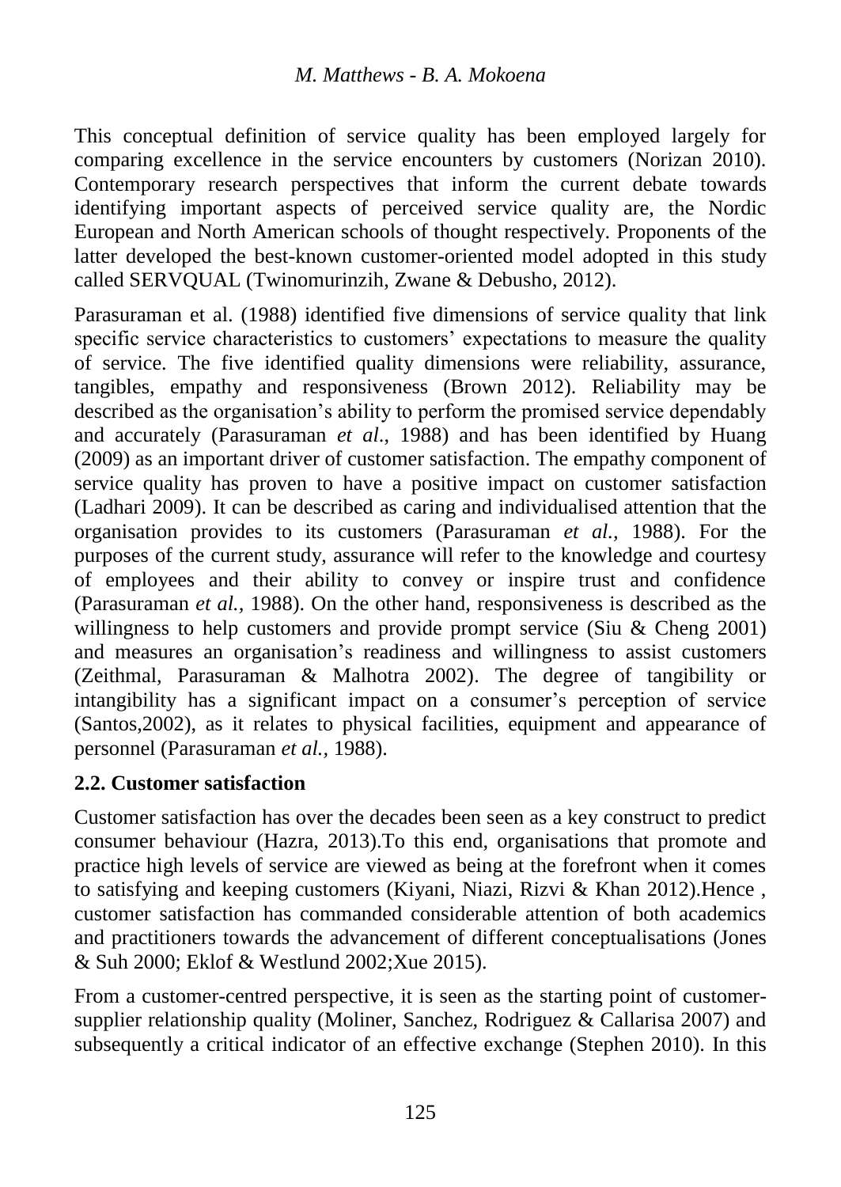This conceptual definition of service quality has been employed largely for comparing excellence in the service encounters by customers (Norizan 2010). Contemporary research perspectives that inform the current debate towards identifying important aspects of perceived service quality are, the Nordic European and North American schools of thought respectively. Proponents of the latter developed the best-known customer-oriented model adopted in this study called SERVQUAL (Twinomurinzih, Zwane & Debusho, 2012).

Parasuraman et al. (1988) identified five dimensions of service quality that link specific service characteristics to customers' expectations to measure the quality of service. The five identified quality dimensions were reliability, assurance, tangibles, empathy and responsiveness (Brown 2012). Reliability may be described as the organisation's ability to perform the promised service dependably and accurately (Parasuraman *et al.*, 1988) and has been identified by Huang (2009) as an important driver of customer satisfaction. The empathy component of service quality has proven to have a positive impact on customer satisfaction (Ladhari 2009). It can be described as caring and individualised attention that the organisation provides to its customers (Parasuraman *et al.*, 1988). For the purposes of the current study, assurance will refer to the knowledge and courtesy of employees and their ability to convey or inspire trust and confidence (Parasuraman *et al.*, 1988). On the other hand, responsiveness is described as the willingness to help customers and provide prompt service (Siu & Cheng 2001) and measures an organisation's readiness and willingness to assist customers (Zeithmal, Parasuraman & Malhotra 2002). The degree of tangibility or intangibility has a significant impact on a consumer's perception of service (Santos,2002), as it relates to physical facilities, equipment and appearance of personnel (Parasuraman *et al.*, 1988).

## 2.2. Customer satisfaction

Customer satisfaction has over the decades been seen as a key construct to predict consumer behaviour (Hazra, 2013).To this end, organisations that promote and practice high levels of service are viewed as being at the forefront when it comes to satisfying and keeping customers (Kiyani, Niazi, Rizvi & Khan 2012).Hence , customer satisfaction has commanded considerable attention of both academics and practitioners towards the advancement of different conceptualisations (Jones & Suh 2000; Eklof & Westlund 2002;Xue 2015).

From a customer-centred perspective, it is seen as the starting point of customer-supplier relationship quality (Moliner, Sanchez, Rodriguez & Callarisa 2007) and subsequently a critical indicator of an effective exchange (Stephen 2010). In this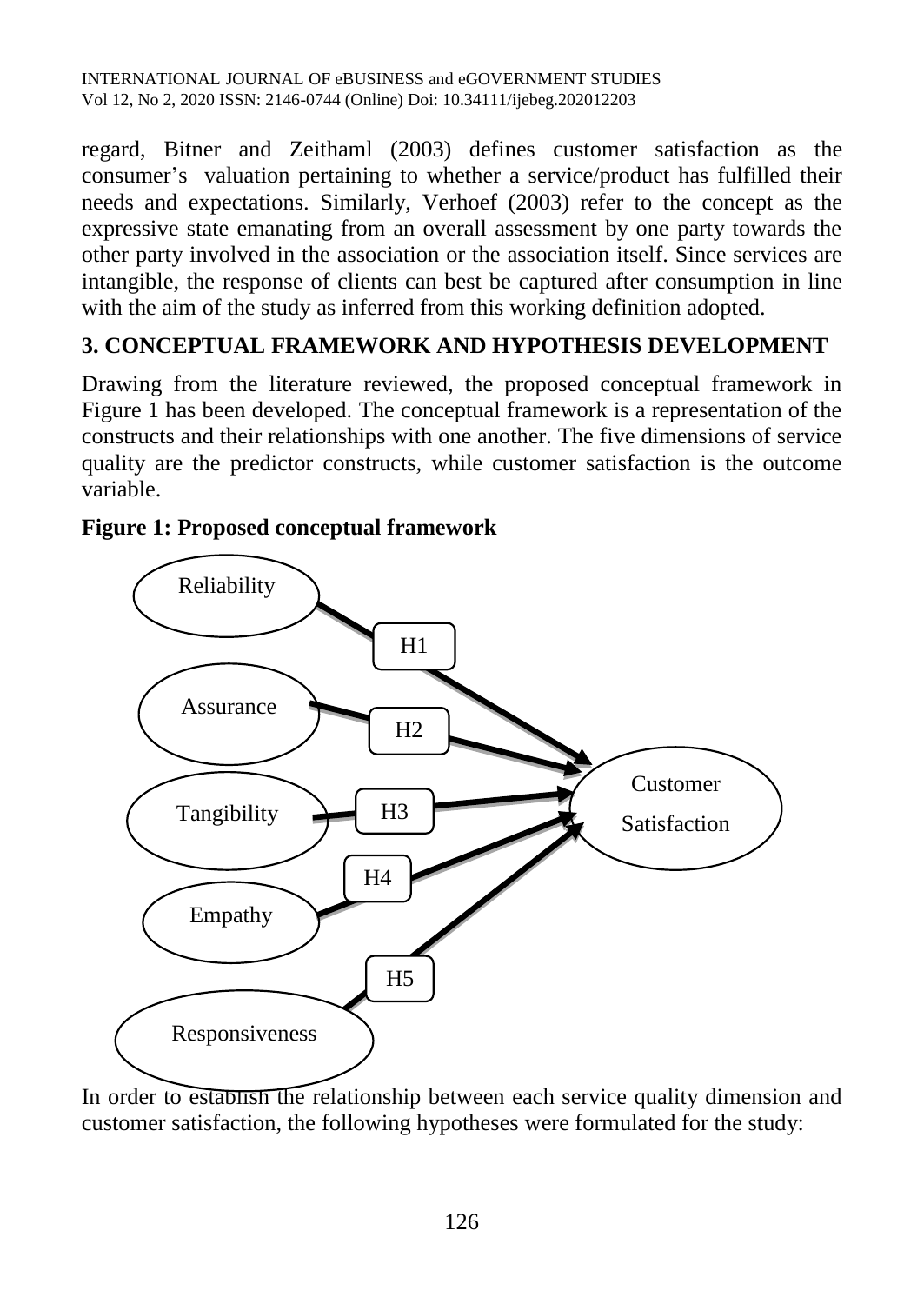regard, Bitner and Zeithaml (2003) defines customer satisfaction as the consumer's valuation pertaining to whether a service/product has fulfilled their needs and expectations. Similarly, Verhoef (2003) refer to the concept as the expressive state emanating from an overall assessment by one party towards the other party involved in the association or the association itself. Since services are intangible, the response of clients can best be captured after consumption in line with the aim of the study as inferred from this working definition adopted.

## 3. CONCEPTUAL FRAMEWORK AND HYPOTHESIS DEVELOPMENT

Drawing from the literature reviewed, the proposed conceptual framework in Figure 1 has been developed. The conceptual framework is a representation of the constructs and their relationships with one another. The five dimensions of service quality are the predictor constructs, while customer satisfaction is the outcome variable.

**Figure 1: Proposed conceptual framework**

In order to establish the relationship between each service quality dimension and customer satisfaction, the following hypotheses were formulated for the study: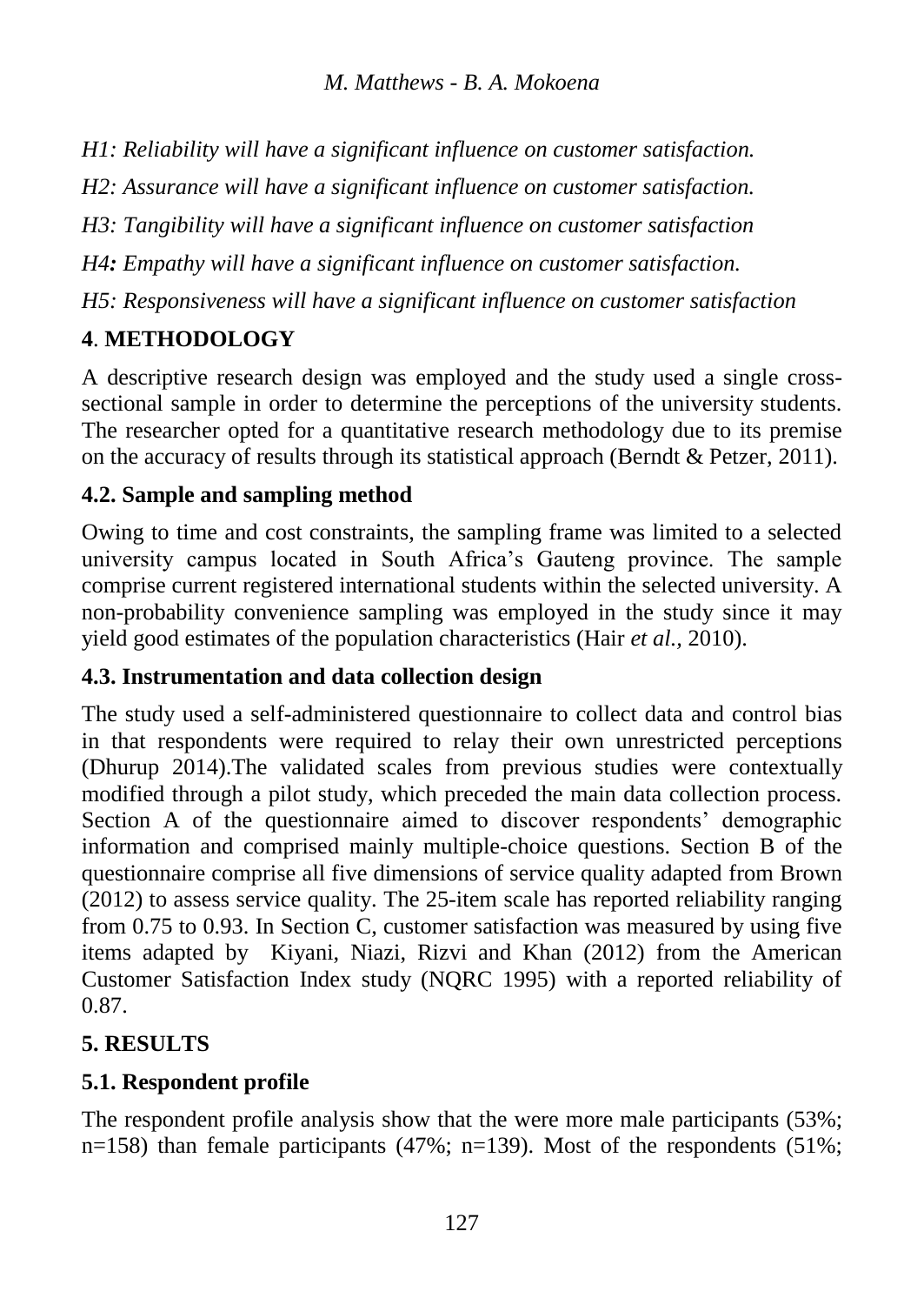*H1: Reliability will have a significant influence on customer satisfaction.*

*H2: Assurance will have a significant influence on customer satisfaction.*

*H3: Tangibility will have a significant influence on customer satisfaction*

*H4**:** Empathy will have a significant influence on customer satisfaction.*

*H5: Responsiveness will have a significant influence on customer satisfaction*

## 4. METHODOLOGY

A descriptive research design was employed and the study used a single cross-sectional sample in order to determine the perceptions of the university students. The researcher opted for a quantitative research methodology due to its premise on the accuracy of results through its statistical approach (Berndt & Petzer, 2011).

### 4.2. Sample and sampling method

Owing to time and cost constraints, the sampling frame was limited to a selected university campus located in South Africa's Gauteng province. The sample comprise current registered international students within the selected university. A non-probability convenience sampling was employed in the study since it may yield good estimates of the population characteristics (Hair *et al.,* 2010).

### 4.3. Instrumentation and data collection design

The study used a self-administered questionnaire to collect data and control bias in that respondents were required to relay their own unrestricted perceptions (Dhurup 2014).The validated scales from previous studies were contextually modified through a pilot study, which preceded the main data collection process. Section A of the questionnaire aimed to discover respondents' demographic information and comprised mainly multiple-choice questions. Section B of the questionnaire comprise all five dimensions of service quality adapted from Brown (2012) to assess service quality. The 25-item scale has reported reliability ranging from 0.75 to 0.93. In Section C, customer satisfaction was measured by using five items adapted by Kiyani, Niazi, Rizvi and Khan (2012) from the American Customer Satisfaction Index study (NQRC 1995) with a reported reliability of 0.87.

## 5. RESULTS

### 5.1. Respondent profile

The respondent profile analysis show that the were more male participants (53%; n=158) than female participants (47%; n=139). Most of the respondents (51%;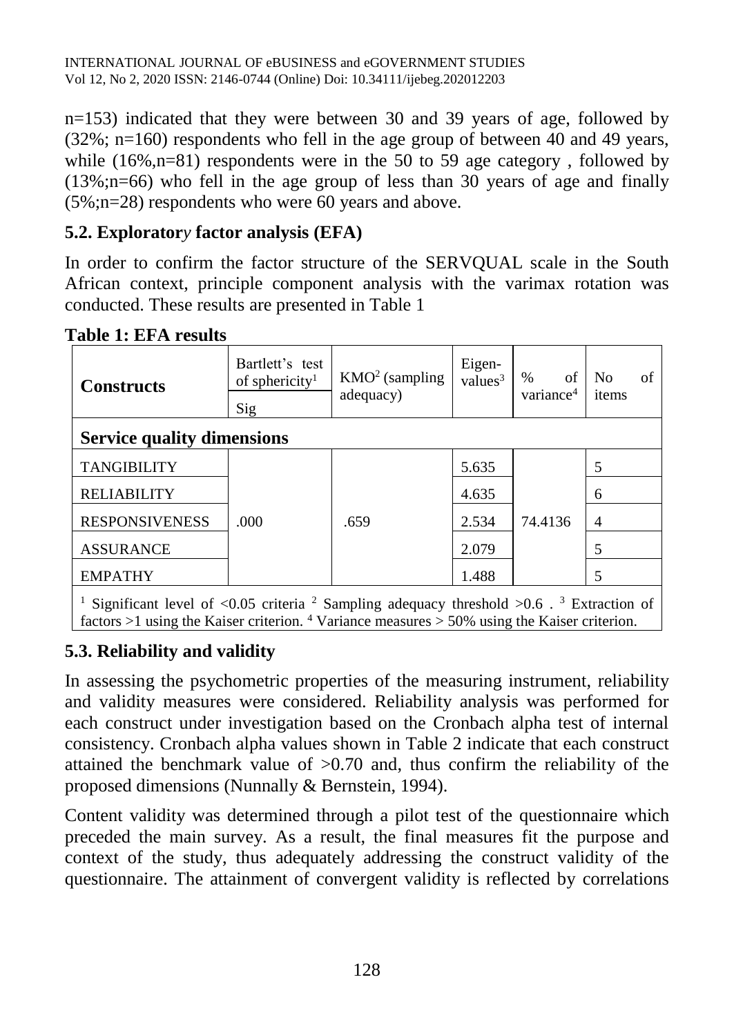n=153) indicated that they were between 30 and 39 years of age, followed by (32%; n=160) respondents who fell in the age group of between 40 and 49 years, while (16%,n=81) respondents were in the 50 to 59 age category , followed by (13%;n=66) who fell in the age group of less than 30 years of age and finally (5%;n=28) respondents who were 60 years and above.

### 5.2. Exploratory factor analysis (EFA)

In order to confirm the factor structure of the SERVQUAL scale in the South African context, principle component analysis with the varimax rotation was conducted. These results are presented in Table 1

**Table 1: EFA results**

| **Constructs** | Bartlett's test of sphericity[1] | KMO[2] (sampling adequacy) | Eigen-values[3] | % of variance[4] | No of items |
|---|---|---|---|---|---|
| | Sig | | | | |
| **Service quality dimensions** | | | | | |
| TANGIBILITY | .000 | .659 | 5.635 | 74.4136 | 5 |
| RELIABILITY | | | 4.635 | | 6 |
| RESPONSIVENESS | | | 2.534 | | 4 |
| ASSURANCE | | | 2.079 | | 5 |
| EMPATHY | | | 1.488 | | 5 |

[1] Significant level of <0.05 criteria [2] Sampling adequacy threshold >0.6 . [3] Extraction of factors >1 using the Kaiser criterion. [4] Variance measures > 50% using the Kaiser criterion.

### 5.3. Reliability and validity

In assessing the psychometric properties of the measuring instrument, reliability and validity measures were considered. Reliability analysis was performed for each construct under investigation based on the Cronbach alpha test of internal consistency. Cronbach alpha values shown in Table 2 indicate that each construct attained the benchmark value of >0.70 and, thus confirm the reliability of the proposed dimensions (Nunnally & Bernstein, 1994).

Content validity was determined through a pilot test of the questionnaire which preceded the main survey. As a result, the final measures fit the purpose and context of the study, thus adequately addressing the construct validity of the questionnaire. The attainment of convergent validity is reflected by correlations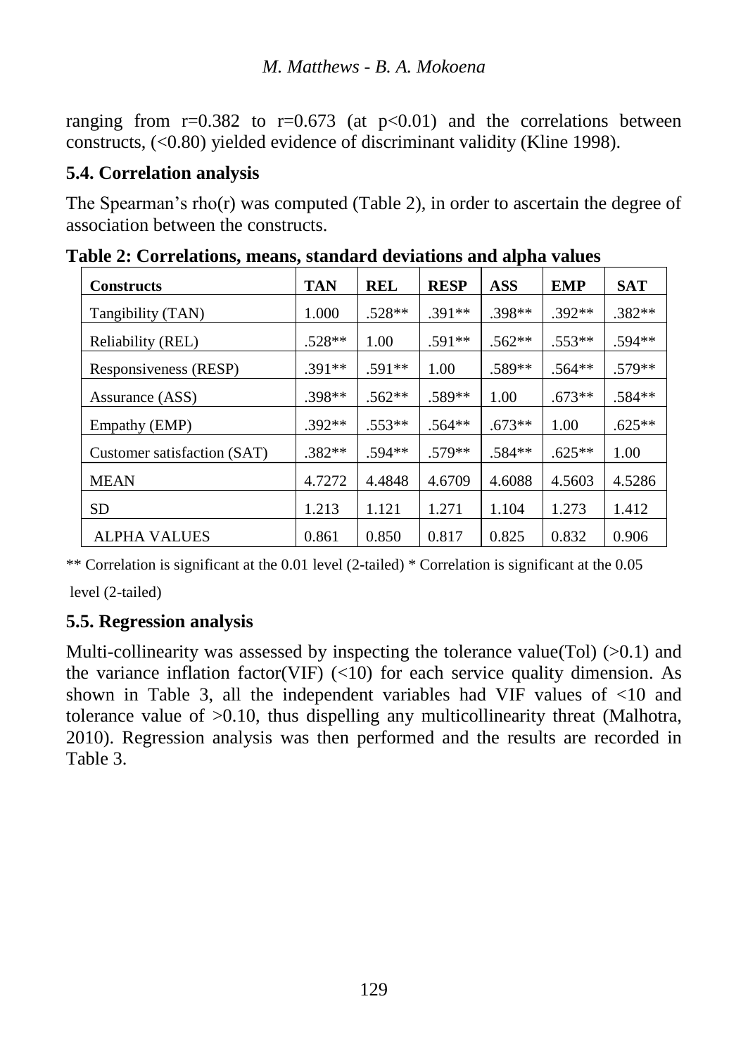ranging from r=0.382 to r=0.673 (at p<0.01) and the correlations between constructs, (<0.80) yielded evidence of discriminant validity (Kline 1998).

### 5.4. Correlation analysis

The Spearman's rho(r) was computed (Table 2), in order to ascertain the degree of association between the constructs.

**Table 2: Correlations, means, standard deviations and alpha values**

| **Constructs** | **TAN** | **REL** | **RESP** | **ASS** | **EMP** | **SAT** |
|---|---|---|---|---|---|---|
| Tangibility (TAN) | 1.000 | .528** | .391** | .398** | .392** | .382** |
| Reliability (REL) | .528** | 1.00 | .591** | .562** | .553** | .594** |
| Responsiveness (RESP) | .391** | .591** | 1.00 | .589** | .564** | .579** |
| Assurance (ASS) | .398** | .562** | .589** | 1.00 | .673** | .584** |
| Empathy (EMP) | .392** | .553** | .564** | .673** | 1.00 | .625** |
| Customer satisfaction (SAT) | .382** | .594** | .579** | .584** | .625** | 1.00 |
| MEAN | 4.7272 | 4.4848 | 4.6709 | 4.6088 | 4.5603 | 4.5286 |
| SD | 1.213 | 1.121 | 1.271 | 1.104 | 1.273 | 1.412 |
| ALPHA VALUES | 0.861 | 0.850 | 0.817 | 0.825 | 0.832 | 0.906 |

** Correlation is significant at the 0.01 level (2-tailed) * Correlation is significant at the 0.05 level (2-tailed)

### 5.5. Regression analysis

Multi-collinearity was assessed by inspecting the tolerance value(Tol) (>0.1) and the variance inflation factor(VIF) (<10) for each service quality dimension. As shown in Table 3, all the independent variables had VIF values of <10 and tolerance value of >0.10, thus dispelling any multicollinearity threat (Malhotra, 2010). Regression analysis was then performed and the results are recorded in Table 3.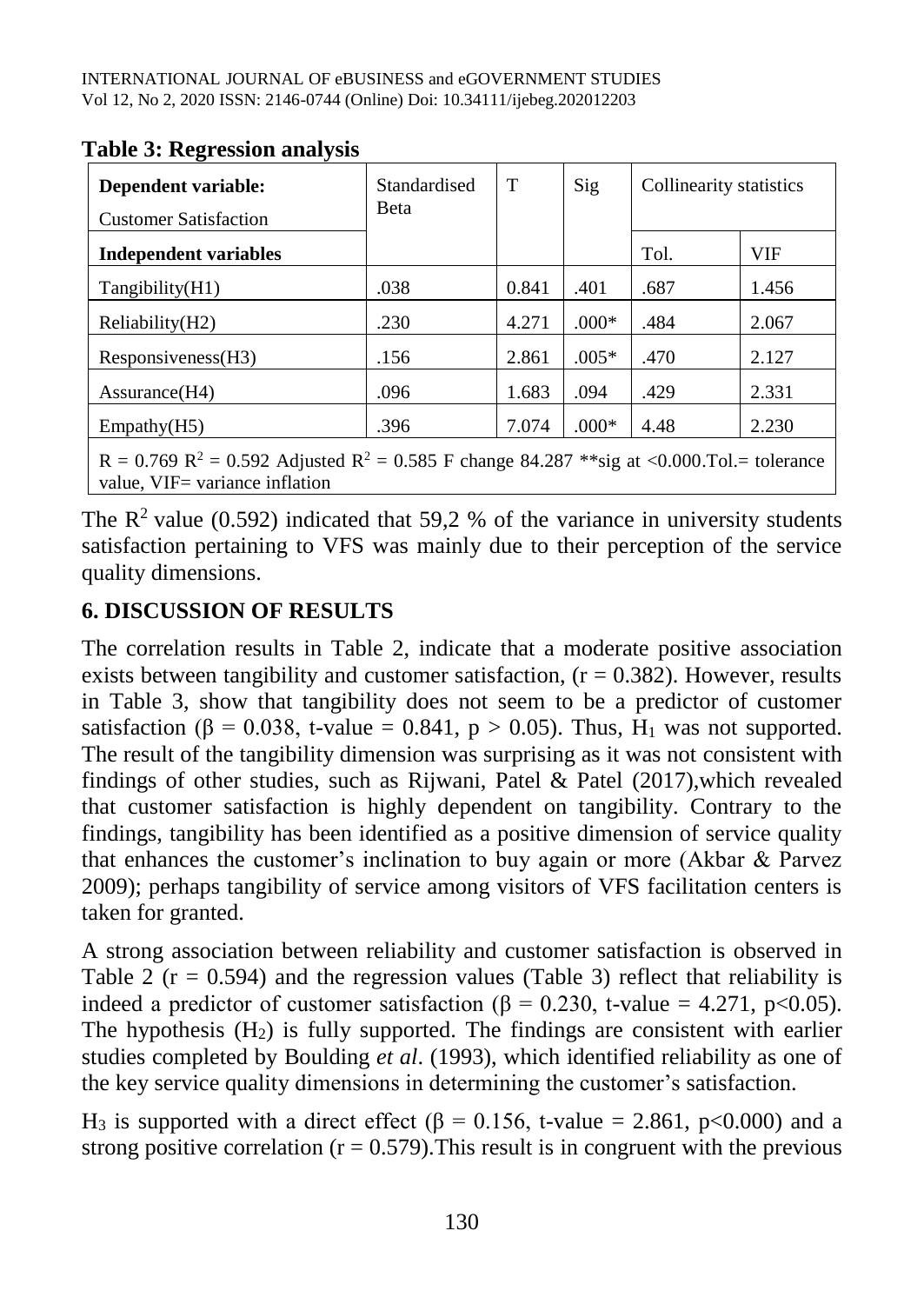**Table 3: Regression analysis**

| Dependent variable: Customer Satisfaction | Standardised Beta | T | Sig | Collinearity statistics | |
|---|---|---|---|---|---|
| **Independent variables** | | | | Tol. | VIF |
| Tangibility(H1) | .038 | 0.841 | .401 | .687 | 1.456 |
| Reliability(H2) | .230 | 4.271 | .000* | .484 | 2.067 |
| Responsiveness(H3) | .156 | 2.861 | .005* | .470 | 2.127 |
| Assurance(H4) | .096 | 1.683 | .094 | .429 | 2.331 |
| Empathy(H5) | .396 | 7.074 | .000* | 4.48 | 2.230 |
| $R = 0.769$ $R^2 = 0.592$ Adjusted $R^2 = 0.585$ F change 84.287 **sig at <0.000.Tol.= tolerance value, VIF= variance inflation | | | | | |

The $R^2$ value (0.592) indicated that 59,2 % of the variance in university students satisfaction pertaining to VFS was mainly due to their perception of the service quality dimensions.

## 6. DISCUSSION OF RESULTS

The correlation results in Table 2, indicate that a moderate positive association exists between tangibility and customer satisfaction, ($r = 0.382$). However, results in Table 3, show that tangibility does not seem to be a predictor of customer satisfaction ($\beta = 0.038$, t-value = 0.841, $p > 0.05$). Thus, $H_1$ was not supported. The result of the tangibility dimension was surprising as it was not consistent with findings of other studies, such as Rijwani, Patel & Patel (2017),which revealed that customer satisfaction is highly dependent on tangibility. Contrary to the findings, tangibility has been identified as a positive dimension of service quality that enhances the customer's inclination to buy again or more (Akbar & Parvez 2009); perhaps tangibility of service among visitors of VFS facilitation centers is taken for granted.

A strong association between reliability and customer satisfaction is observed in Table 2 ($r = 0.594$) and the regression values (Table 3) reflect that reliability is indeed a predictor of customer satisfaction ($\beta = 0.230$, t-value = 4.271, $p<0.05$). The hypothesis ($H_2$) is fully supported. The findings are consistent with earlier studies completed by Boulding *et al*. (1993), which identified reliability as one of the key service quality dimensions in determining the customer's satisfaction.

$H_3$ is supported with a direct effect ($\beta = 0.156$, t-value = 2.861, $p<0.000$) and a strong positive correlation ($r = 0.579$).This result is in congruent with the previous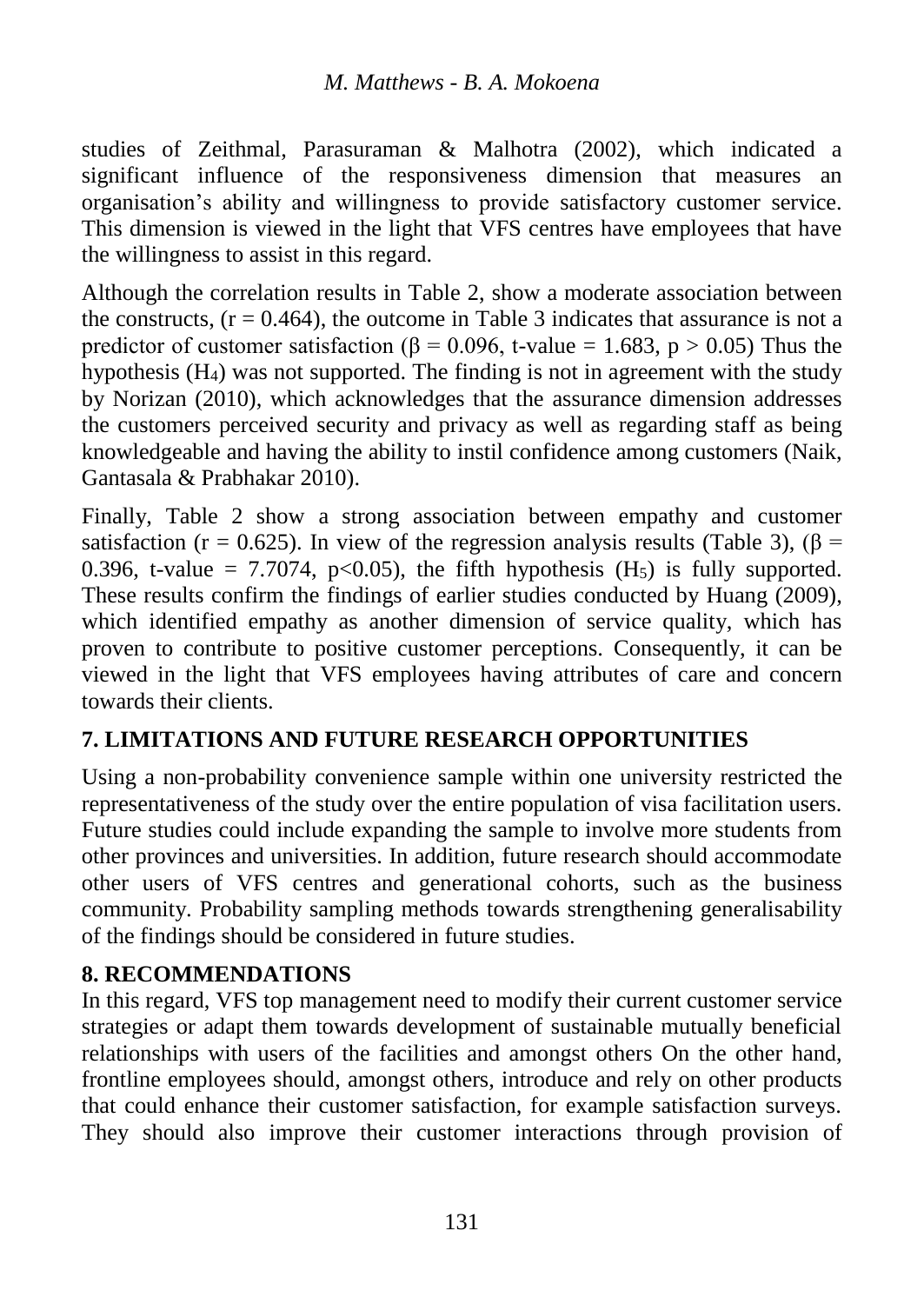studies of Zeithmal, Parasuraman & Malhotra (2002), which indicated a significant influence of the responsiveness dimension that measures an organisation's ability and willingness to provide satisfactory customer service. This dimension is viewed in the light that VFS centres have employees that have the willingness to assist in this regard.

Although the correlation results in Table 2, show a moderate association between the constructs, ($r = 0.464$), the outcome in Table 3 indicates that assurance is not a predictor of customer satisfaction ($\beta = 0.096$, t-value = 1.683, $p > 0.05$) Thus the hypothesis ($H_4$) was not supported. The finding is not in agreement with the study by Norizan (2010), which acknowledges that the assurance dimension addresses the customers perceived security and privacy as well as regarding staff as being knowledgeable and having the ability to instil confidence among customers (Naik, Gantasala & Prabhakar 2010).

Finally, Table 2 show a strong association between empathy and customer satisfaction ($r = 0.625$). In view of the regression analysis results (Table 3), ($\beta = 0.396$, t-value = 7.7074, $p<0.05$), the fifth hypothesis ($H_5$) is fully supported. These results confirm the findings of earlier studies conducted by Huang (2009), which identified empathy as another dimension of service quality, which has proven to contribute to positive customer perceptions. Consequently, it can be viewed in the light that VFS employees having attributes of care and concern towards their clients.

## 7. LIMITATIONS AND FUTURE RESEARCH OPPORTUNITIES

Using a non-probability convenience sample within one university restricted the representativeness of the study over the entire population of visa facilitation users. Future studies could include expanding the sample to involve more students from other provinces and universities. In addition, future research should accommodate other users of VFS centres and generational cohorts, such as the business community. Probability sampling methods towards strengthening generalisability of the findings should be considered in future studies.

## 8. RECOMMENDATIONS

In this regard, VFS top management need to modify their current customer service strategies or adapt them towards development of sustainable mutually beneficial relationships with users of the facilities and amongst others On the other hand, frontline employees should, amongst others, introduce and rely on other products that could enhance their customer satisfaction, for example satisfaction surveys. They should also improve their customer interactions through provision of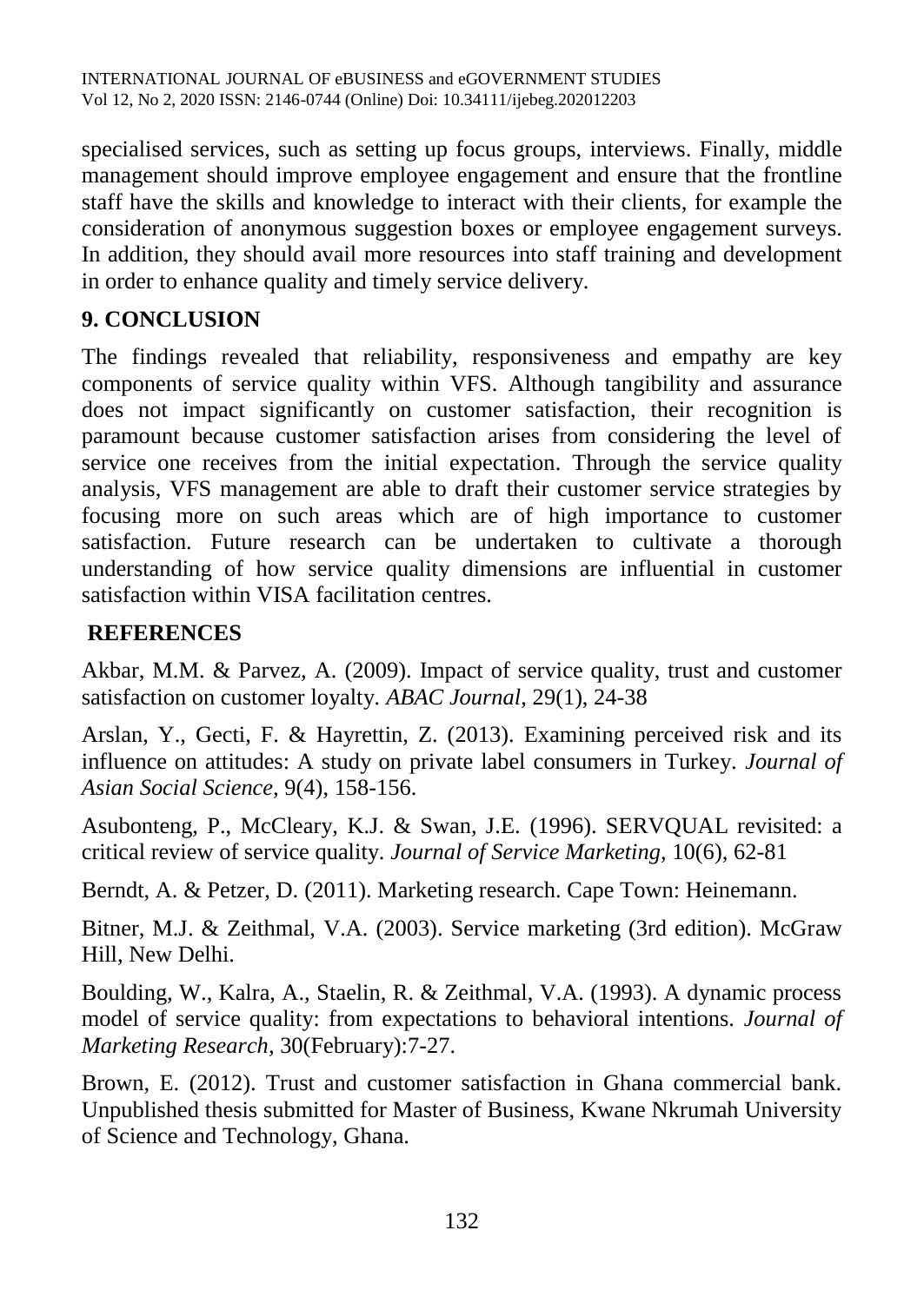specialised services, such as setting up focus groups, interviews. Finally, middle management should improve employee engagement and ensure that the frontline staff have the skills and knowledge to interact with their clients, for example the consideration of anonymous suggestion boxes or employee engagement surveys. In addition, they should avail more resources into staff training and development in order to enhance quality and timely service delivery.

## 9. CONCLUSION

The findings revealed that reliability, responsiveness and empathy are key components of service quality within VFS. Although tangibility and assurance does not impact significantly on customer satisfaction, their recognition is paramount because customer satisfaction arises from considering the level of service one receives from the initial expectation. Through the service quality analysis, VFS management are able to draft their customer service strategies by focusing more on such areas which are of high importance to customer satisfaction. Future research can be undertaken to cultivate a thorough understanding of how service quality dimensions are influential in customer satisfaction within VISA facilitation centres.

## REFERENCES

Akbar, M.M. & Parvez, A. (2009). Impact of service quality, trust and customer satisfaction on customer loyalty. *ABAC Journal*, 29(1), 24-38

Arslan, Y., Gecti, F. & Hayrettin, Z. (2013). Examining perceived risk and its influence on attitudes: A study on private label consumers in Turkey. *Journal of Asian Social Science,* 9(4), 158-156.

Asubonteng, P., McCleary, K.J. & Swan, J.E. (1996). SERVQUAL revisited: a critical review of service quality. *Journal of Service Marketing*, 10(6), 62-81

Berndt, A. & Petzer, D. (2011). Marketing research. Cape Town: Heinemann.

Bitner, M.J. & Zeithmal, V.A. (2003). Service marketing (3rd edition). McGraw Hill, New Delhi.

Boulding, W., Kalra, A., Staelin, R. & Zeithmal, V.A. (1993). A dynamic process model of service quality: from expectations to behavioral intentions. *Journal of Marketing Research*, 30(February):7-27.

Brown, E. (2012). Trust and customer satisfaction in Ghana commercial bank. Unpublished thesis submitted for Master of Business, Kwane Nkrumah University of Science and Technology, Ghana.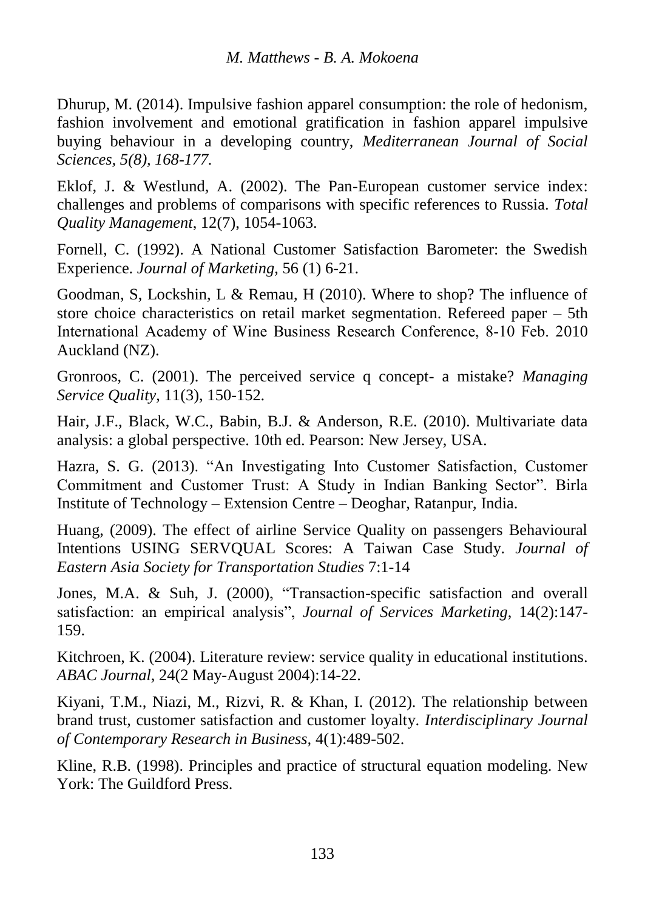Dhurup, M. (2014). Impulsive fashion apparel consumption: the role of hedonism, fashion involvement and emotional gratification in fashion apparel impulsive buying behaviour in a developing country, *Mediterranean Journal of Social Sciences, 5(8), 168-177.*

Eklof, J. & Westlund, A. (2002). The Pan-European customer service index: challenges and problems of comparisons with specific references to Russia. *Total Quality Management*, 12(7), 1054-1063.

Fornell, C. (1992). A National Customer Satisfaction Barometer: the Swedish Experience. *Journal of Marketing*, 56 (1) 6-21.

Goodman, S, Lockshin, L & Remau, H (2010). Where to shop? The influence of store choice characteristics on retail market segmentation. Refereed paper – 5th International Academy of Wine Business Research Conference, 8-10 Feb. 2010 Auckland (NZ).

Gronroos, C. (2001). The perceived service q concept- a mistake? *Managing Service Quality*, 11(3), 150-152.

Hair, J.F., Black, W.C., Babin, B.J. & Anderson, R.E. (2010). Multivariate data analysis: a global perspective. 10th ed. Pearson: New Jersey, USA.

Hazra, S. G. (2013). "An Investigating Into Customer Satisfaction, Customer Commitment and Customer Trust: A Study in Indian Banking Sector". Birla Institute of Technology – Extension Centre – Deoghar, Ratanpur, India.

Huang, (2009). The effect of airline Service Quality on passengers Behavioural Intentions USING SERVQUAL Scores: A Taiwan Case Study. *Journal of Eastern Asia Society for Transportation Studies* 7:1-14

Jones, M.A. & Suh, J. (2000), "Transaction-specific satisfaction and overall satisfaction: an empirical analysis", *Journal of Services Marketing*, 14(2):147-159.

Kitchroen, K. (2004). Literature review: service quality in educational institutions. *ABAC Journal*, 24(2 May-August 2004):14-22.

Kiyani, T.M., Niazi, M., Rizvi, R. & Khan, I. (2012). The relationship between brand trust, customer satisfaction and customer loyalty. *Interdisciplinary Journal of Contemporary Research in Business*, 4(1):489-502.

Kline, R.B. (1998). Principles and practice of structural equation modeling. New York: The Guildford Press.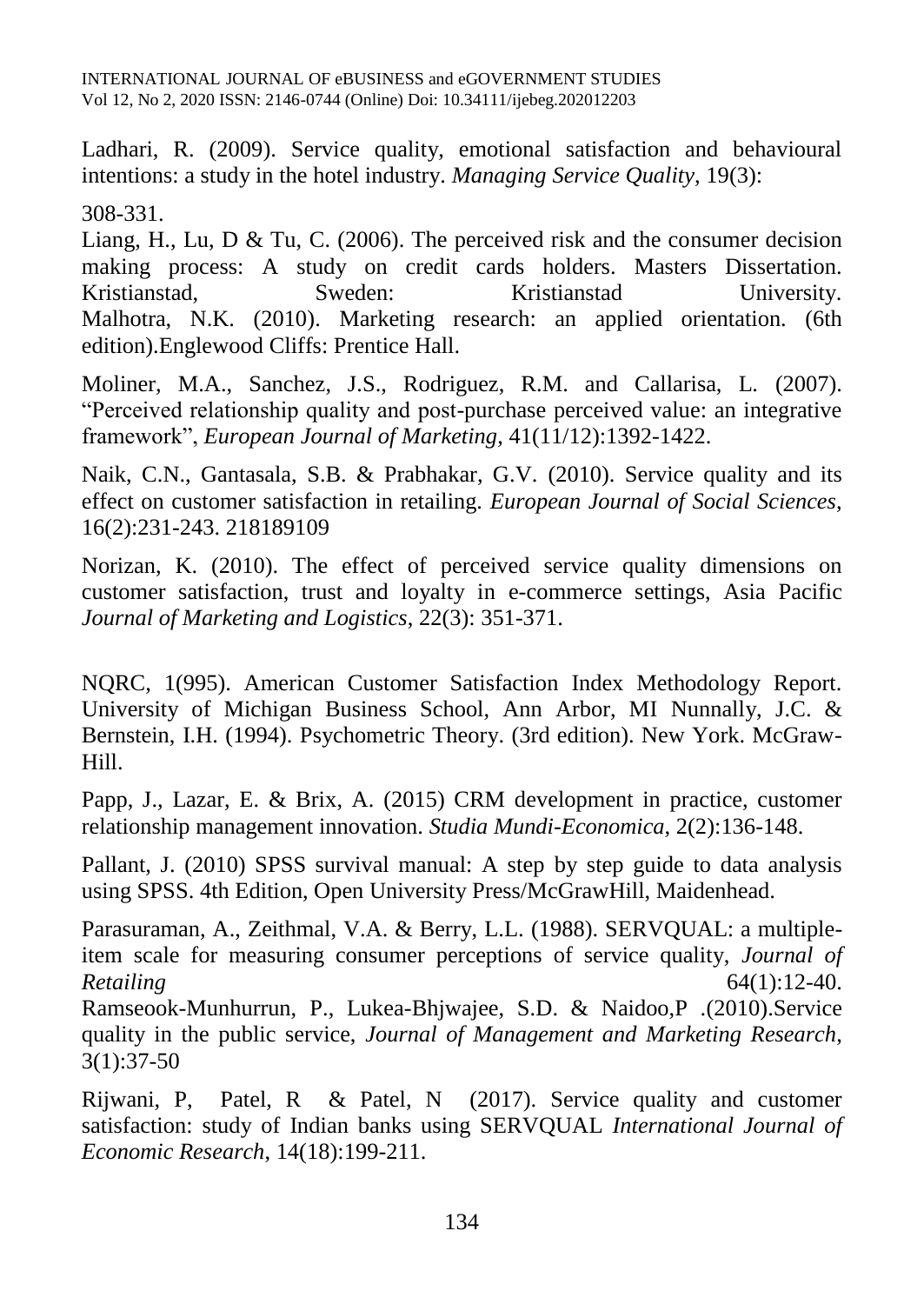Ladhari, R. (2009). Service quality, emotional satisfaction and behavioural intentions: a study in the hotel industry. *Managing Service Quality*, 19(3):

308-331.

Liang, H., Lu, D & Tu, C. (2006). The perceived risk and the consumer decision making process: A study on credit cards holders. Masters Dissertation. Kristianstad, Sweden: Kristianstad University.

Malhotra, N.K. (2010). Marketing research: an applied orientation. (6th edition).Englewood Cliffs: Prentice Hall.

Moliner, M.A., Sanchez, J.S., Rodriguez, R.M. and Callarisa, L. (2007). "Perceived relationship quality and post-purchase perceived value: an integrative framework", *European Journal of Marketing,* 41(11/12):1392-1422.

Naik, C.N., Gantasala, S.B. & Prabhakar, G.V. (2010). Service quality and its effect on customer satisfaction in retailing. *European Journal of Social Sciences*, 16(2):231-243. 218189109

Norizan, K. (2010). The effect of perceived service quality dimensions on customer satisfaction, trust and loyalty in e-commerce settings, Asia Pacific *Journal of Marketing and Logistics,* 22(3): 351-371.

NQRC, 1(995). American Customer Satisfaction Index Methodology Report. University of Michigan Business School, Ann Arbor, MI Nunnally, J.C. & Bernstein, I.H. (1994). Psychometric Theory. (3rd edition). New York. McGraw-Hill.

Papp, J., Lazar, E. & Brix, A. (2015) CRM development in practice, customer relationship management innovation. *Studia Mundi-Economica*, 2(2):136-148.

Pallant, J. (2010) SPSS survival manual: A step by step guide to data analysis using SPSS. 4th Edition, Open University Press/McGrawHill, Maidenhead.

Parasuraman, A., Zeithmal, V.A. & Berry, L.L. (1988). SERVQUAL: a multiple-item scale for measuring consumer perceptions of service quality, *Journal of Retailing* 64(1):12-40.

Ramseook-Munhurrun, P., Lukea-Bhjwajee, S.D. & Naidoo,P .(2010).Service quality in the public service, *Journal of Management and Marketing Research*, 3(1):37-50

Rijwani, P, Patel, R & Patel, N (2017). Service quality and customer satisfaction: study of Indian banks using SERVQUAL *International Journal of Economic Research*, 14(18):199-211.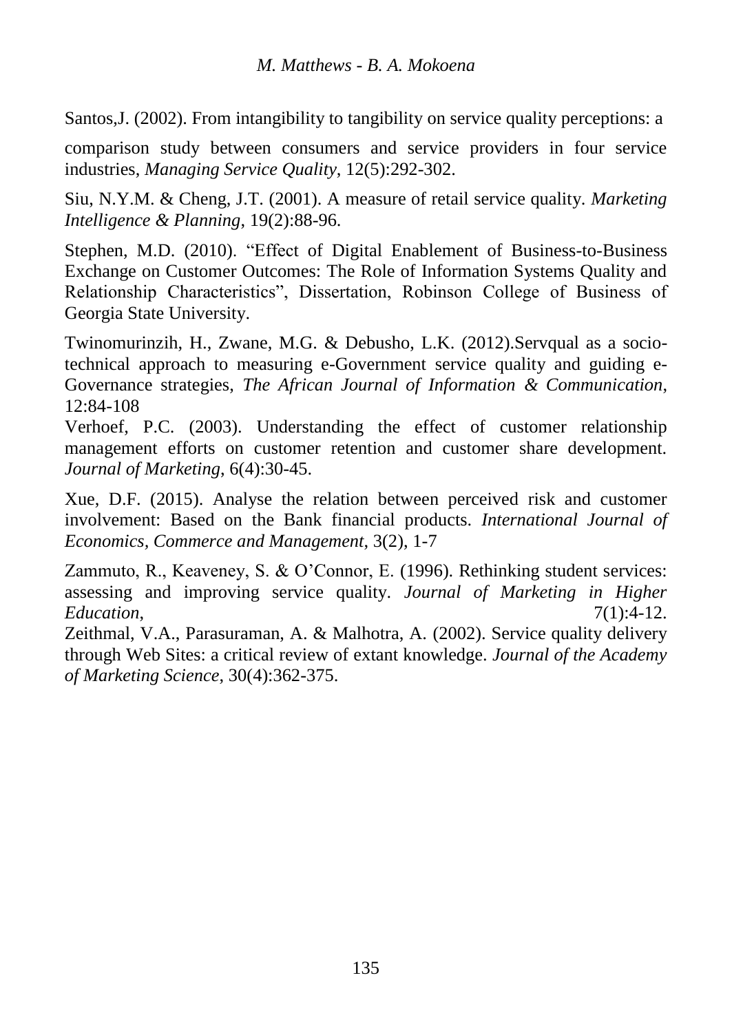Santos,J. (2002). From intangibility to tangibility on service quality perceptions: a comparison study between consumers and service providers in four service industries, *Managing Service Quality*, 12(5):292-302.

Siu, N.Y.M. & Cheng, J.T. (2001). A measure of retail service quality. *Marketing Intelligence & Planning*, 19(2):88-96.

Stephen, M.D. (2010). "Effect of Digital Enablement of Business-to-Business Exchange on Customer Outcomes: The Role of Information Systems Quality and Relationship Characteristics", Dissertation, Robinson College of Business of Georgia State University.

Twinomurinzih, H., Zwane, M.G. & Debusho, L.K. (2012).Servqual as a socio-technical approach to measuring e-Government service quality and guiding e-Governance strategies, *The African Journal of Information & Communication*, 12:84-108

Verhoef, P.C. (2003). Understanding the effect of customer relationship management efforts on customer retention and customer share development. *Journal of Marketing*, 6(4):30-45.

Xue, D.F. (2015). Analyse the relation between perceived risk and customer involvement: Based on the Bank financial products. *International Journal of Economics, Commerce and Management*, 3(2), 1-7

Zammuto, R., Keaveney, S. & O'Connor, E. (1996). Rethinking student services: assessing and improving service quality. *Journal of Marketing in Higher Education*, 7(1):4-12.

Zeithmal, V.A., Parasuraman, A. & Malhotra, A. (2002). Service quality delivery through Web Sites: a critical review of extant knowledge. *Journal of the Academy of Marketing Science*, 30(4):362-375.